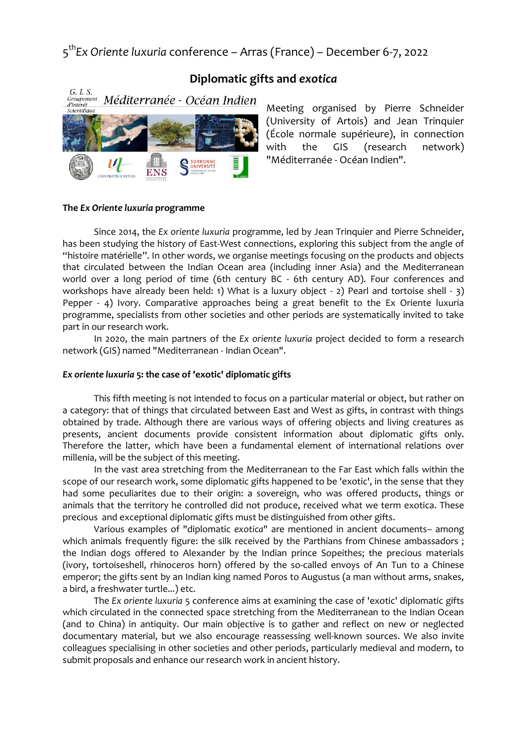5th *Ex Oriente luxuria* conference – Arras (France) – December 6-7, 2022

## Diplomatic gifts and *exotica*

G. I. S. Groupement d'Intérêt Scientifique *Méditerranée - Océan Indien*

Meeting organised by Pierre Schneider (University of Artois) and Jean Trinquier (École normale supérieure), in connection with the GIS (research network) "Méditerranée - Océan Indien".

### The *Ex Oriente luxuria* programme

Since 2014, the *Ex oriente luxuria* programme, led by Jean Trinquier and Pierre Schneider, has been studying the history of East-West connections, exploring this subject from the angle of "histoire matérielle". In other words, we organise meetings focusing on the products and objects that circulated between the Indian Ocean area (including inner Asia) and the Mediterranean world over a long period of time (6th century BC - 6th century AD). Four conferences and workshops have already been held: 1) What is a luxury object - 2) Pearl and tortoise shell - 3) Pepper - 4) Ivory. Comparative approaches being a great benefit to the Ex Oriente luxuria programme, specialists from other societies and other periods are systematically invited to take part in our research work.

In 2020, the main partners of the *Ex oriente luxuria* project decided to form a research network (GIS) named "Mediterranean - Indian Ocean".

### *Ex oriente luxuria* 5: the case of 'exotic' diplomatic gifts

This fifth meeting is not intended to focus on a particular material or object, but rather on a category: that of things that circulated between East and West as gifts, in contrast with things obtained by trade. Although there are various ways of offering objects and living creatures as presents, ancient documents provide consistent information about diplomatic gifts only. Therefore the latter, which have been a fundamental element of international relations over millenia, will be the subject of this meeting.

In the vast area stretching from the Mediterranean to the Far East which falls within the scope of our research work, some diplomatic gifts happened to be 'exotic', in the sense that they had some peculiarites due to their origin: a sovereign, who was offered products, things or animals that the territory he controlled did not produce, received what we term exotica. These precious and exceptional diplomatic gifts must be distinguished from other gifts.

Various examples of "diplomatic *exotica*" are mentioned in ancient documents– among which animals frequently figure: the silk received by the Parthians from Chinese ambassadors ; the Indian dogs offered to Alexander by the Indian prince Sopeithes; the precious materials (ivory, tortoiseshell, rhinoceros horn) offered by the so-called envoys of An Tun to a Chinese emperor; the gifts sent by an Indian king named Poros to Augustus (a man without arms, snakes, a bird, a freshwater turtle...) etc.

The *Ex oriente luxuria* 5 conference aims at examining the case of 'exotic' diplomatic gifts which circulated in the connected space stretching from the Mediterranean to the Indian Ocean (and to China) in antiquity. Our main objective is to gather and reflect on new or neglected documentary material, but we also encourage reassessing well-known sources. We also invite colleagues specialising in other societies and other periods, particularly medieval and modern, to submit proposals and enhance our research work in ancient history.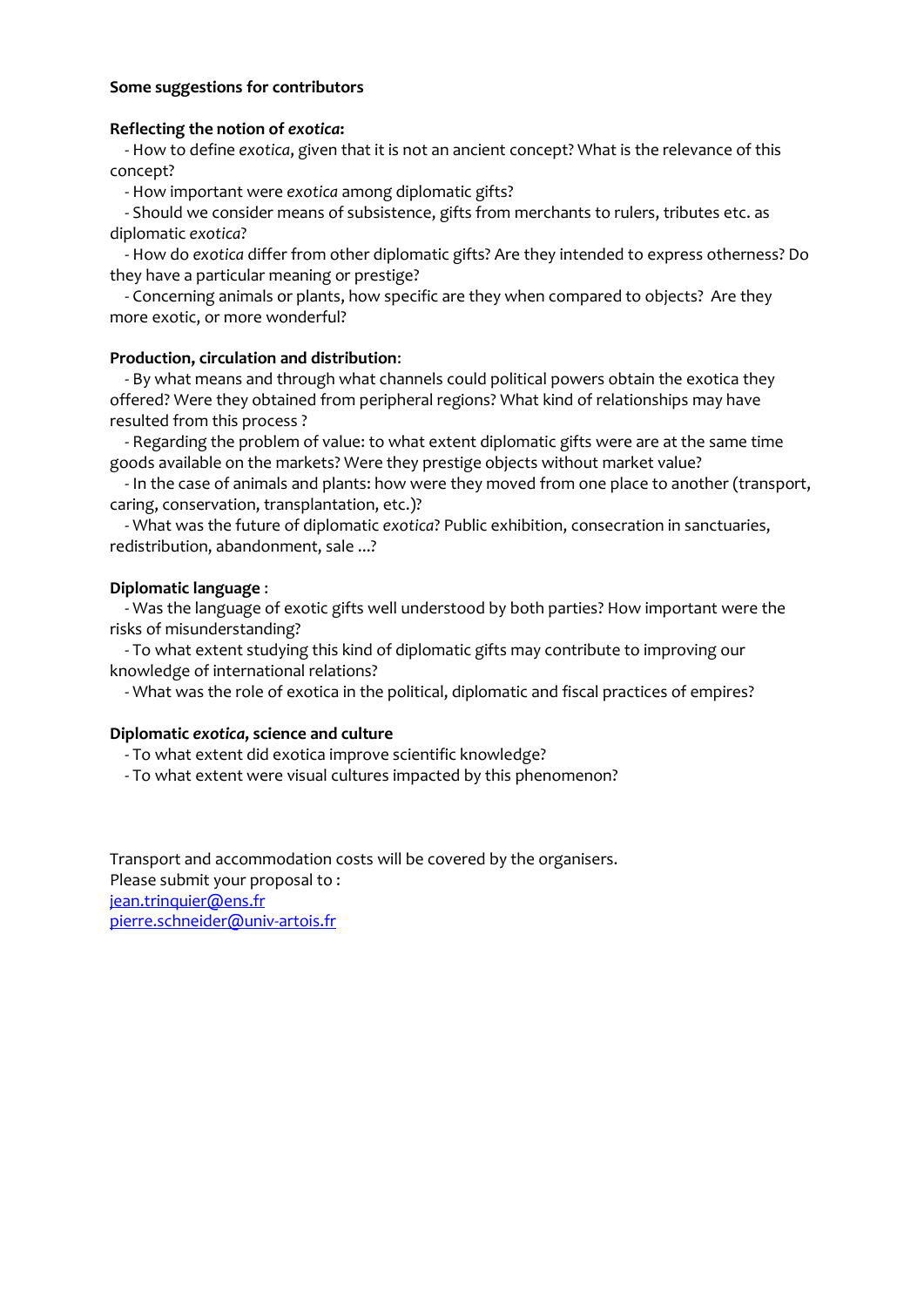**Some suggestions for contributors**

**Reflecting the notion of *exotica*:**

- How to define *exotica*, given that it is not an ancient concept? What is the relevance of this concept?
- How important were *exotica* among diplomatic gifts?
- Should we consider means of subsistence, gifts from merchants to rulers, tributes etc. as diplomatic *exotica*?
- How do *exotica* differ from other diplomatic gifts? Are they intended to express otherness? Do they have a particular meaning or prestige?
- Concerning animals or plants, how specific are they when compared to objects? Are they more exotic, or more wonderful?

**Production, circulation and distribution**:

- By what means and through what channels could political powers obtain the exotica they offered? Were they obtained from peripheral regions? What kind of relationships may have resulted from this process ?
- Regarding the problem of value: to what extent diplomatic gifts were are at the same time goods available on the markets? Were they prestige objects without market value?
- In the case of animals and plants: how were they moved from one place to another (transport, caring, conservation, transplantation, etc.)?
- What was the future of diplomatic *exotica*? Public exhibition, consecration in sanctuaries, redistribution, abandonment, sale ...?

**Diplomatic language** :

- Was the language of exotic gifts well understood by both parties? How important were the risks of misunderstanding?
- To what extent studying this kind of diplomatic gifts may contribute to improving our knowledge of international relations?
- What was the role of exotica in the political, diplomatic and fiscal practices of empires?

**Diplomatic *exotica*, science and culture**

- To what extent did exotica improve scientific knowledge?
- To what extent were visual cultures impacted by this phenomenon?

Transport and accommodation costs will be covered by the organisers.
Please submit your proposal to :
jean.trinquier@ens.fr
pierre.schneider@univ-artois.fr